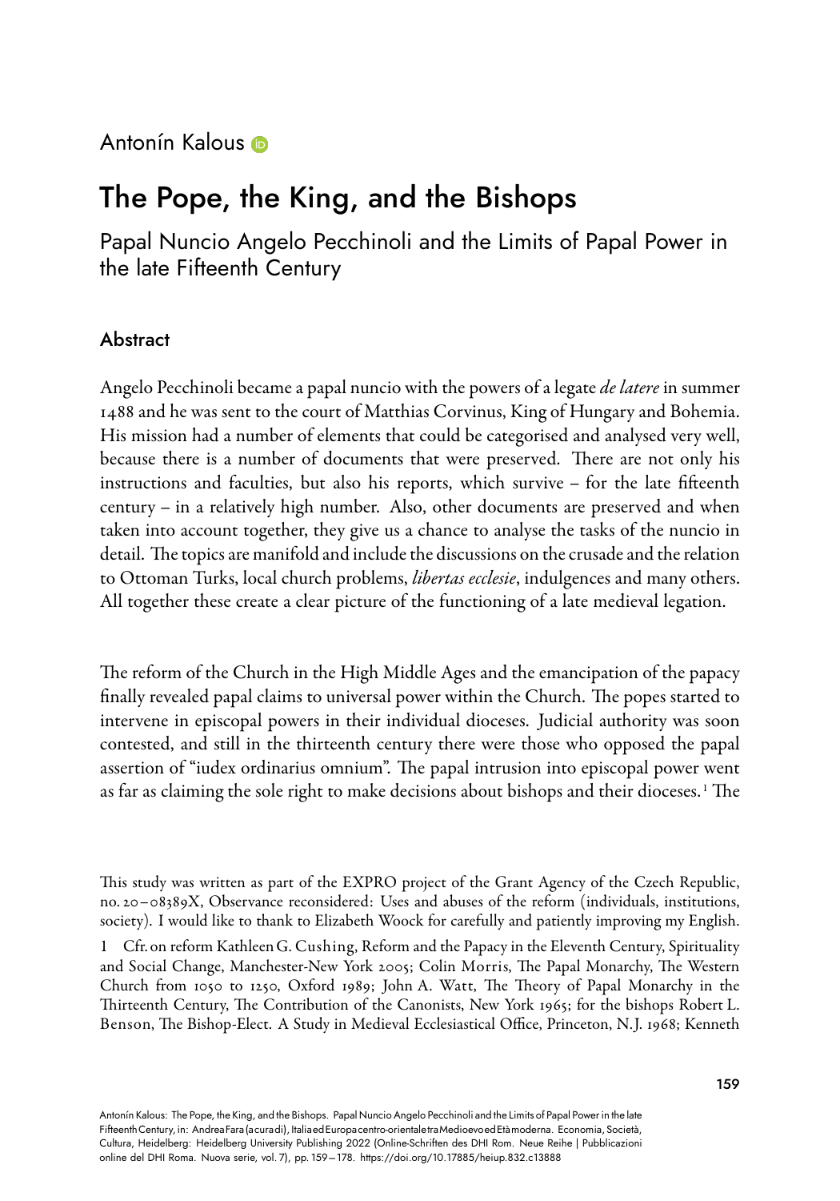Antonín Kalous

# The Pope, the King, and the Bishops

## Papal Nuncio Angelo Pecchinoli and the Limits of Papal Power in the late Fifteenth Century

### Abstract

Angelo Pecchinoli became a papal nuncio with the powers of a legate *de latere* in summer 1488 and he was sent to the court of Matthias Corvinus, King of Hungary and Bohemia. His mission had a number of elements that could be categorised and analysed very well, because there is a number of documents that were preserved. There are not only his instructions and faculties, but also his reports, which survive – for the late fifteenth century – in a relatively high number. Also, other documents are preserved and when taken into account together, they give us a chance to analyse the tasks of the nuncio in detail. The topics are manifold and include the discussions on the crusade and the relation to Ottoman Turks, local church problems, *libertas ecclesie*, indulgences and many others. All together these create a clear picture of the functioning of a late medieval legation.

The reform of the Church in the High Middle Ages and the emancipation of the papacy finally revealed papal claims to universal power within the Church. The popes started to intervene in episcopal powers in their individual dioceses. Judicial authority was soon contested, and still in the thirteenth century there were those who opposed the papal assertion of "iudex ordinarius omnium". The papal intrusion into episcopal power went as far as claiming the sole right to make decisions about bishops and their dioceses.[1] The

This study was written as part of the EXPRO project of the Grant Agency of the Czech Republic, no. 20–08389X, Observance reconsidered: Uses and abuses of the reform (individuals, institutions, society). I would like to thank to Elizabeth Woock for carefully and patiently improving my English.

1 Cfr. on reform Kathleen G. Cushing, Reform and the Papacy in the Eleventh Century, Spirituality and Social Change, Manchester-New York 2005; Colin Morris, The Papal Monarchy, The Western Church from 1050 to 1250, Oxford 1989; John A. Watt, The Theory of Papal Monarchy in the Thirteenth Century, The Contribution of the Canonists, New York 1965; for the bishops Robert L. Benson, The Bishop-Elect. A Study in Medieval Ecclesiastical Office, Princeton, N.J. 1968; Kenneth

Antonín Kalous: The Pope, the King, and the Bishops. Papal Nuncio Angelo Pecchinoli and the Limits of Papal Power in the late Fifteenth Century, in: Andrea Fara (a cura di), Italia ed Europa centro-orientale tra Medioevo ed Età moderna. Economia, Società, Cultura, Heidelberg: Heidelberg University Publishing 2022 (Online-Schriften des DHI Rom. Neue Reihe | Pubblicazioni online del DHI Roma. Nuova serie, vol. 7), pp. 159–178. https://doi.org/10.17885/heiup.832.c13888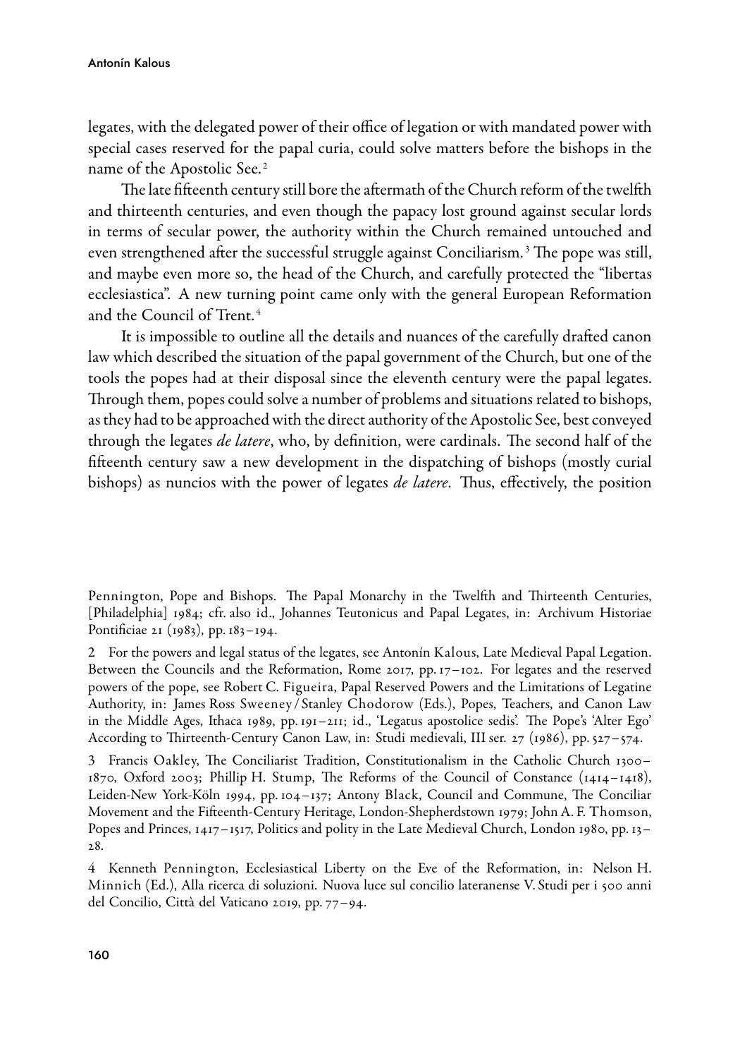legates, with the delegated power of their office of legation or with mandated power with special cases reserved for the papal curia, could solve matters before the bishops in the name of the Apostolic See.[2]

The late fifteenth century still bore the aftermath of the Church reform of the twelfth and thirteenth centuries, and even though the papacy lost ground against secular lords in terms of secular power, the authority within the Church remained untouched and even strengthened after the successful struggle against Conciliarism.[3] The pope was still, and maybe even more so, the head of the Church, and carefully protected the "libertas ecclesiastica". A new turning point came only with the general European Reformation and the Council of Trent.[4]

It is impossible to outline all the details and nuances of the carefully drafted canon law which described the situation of the papal government of the Church, but one of the tools the popes had at their disposal since the eleventh century were the papal legates. Through them, popes could solve a number of problems and situations related to bishops, as they had to be approached with the direct authority of the Apostolic See, best conveyed through the legates *de latere*, who, by definition, were cardinals. The second half of the fifteenth century saw a new development in the dispatching of bishops (mostly curial bishops) as nuncios with the power of legates *de latere*. Thus, effectively, the position

---

Pennington, Pope and Bishops. The Papal Monarchy in the Twelfth and Thirteenth Centuries, [Philadelphia] 1984; cfr. also id., Johannes Teutonicus and Papal Legates, in: Archivum Historiae Pontificiae 21 (1983), pp. 183–194.

2 For the powers and legal status of the legates, see Antonín Kalous, Late Medieval Papal Legation. Between the Councils and the Reformation, Rome 2017, pp. 17–102. For legates and the reserved powers of the pope, see Robert C. Figueira, Papal Reserved Powers and the Limitations of Legatine Authority, in: James Ross Sweeney / Stanley Chodorow (Eds.), Popes, Teachers, and Canon Law in the Middle Ages, Ithaca 1989, pp. 191–211; id., 'Legatus apostolice sedis'. The Pope's 'Alter Ego' According to Thirteenth-Century Canon Law, in: Studi medievali, III ser. 27 (1986), pp. 527–574.

3 Francis Oakley, The Conciliarist Tradition, Constitutionalism in the Catholic Church 1300–1870, Oxford 2003; Phillip H. Stump, The Reforms of the Council of Constance (1414–1418), Leiden-New York-Köln 1994, pp. 104–137; Antony Black, Council and Commune, The Conciliar Movement and the Fifteenth-Century Heritage, London-Shepherdstown 1979; John A. F. Thomson, Popes and Princes, 1417–1517, Politics and polity in the Late Medieval Church, London 1980, pp. 13–28.

4 Kenneth Pennington, Ecclesiastical Liberty on the Eve of the Reformation, in: Nelson H. Minnich (Ed.), Alla ricerca di soluzioni. Nuova luce sul concilio lateranense V. Studi per i 500 anni del Concilio, Città del Vaticano 2019, pp. 77–94.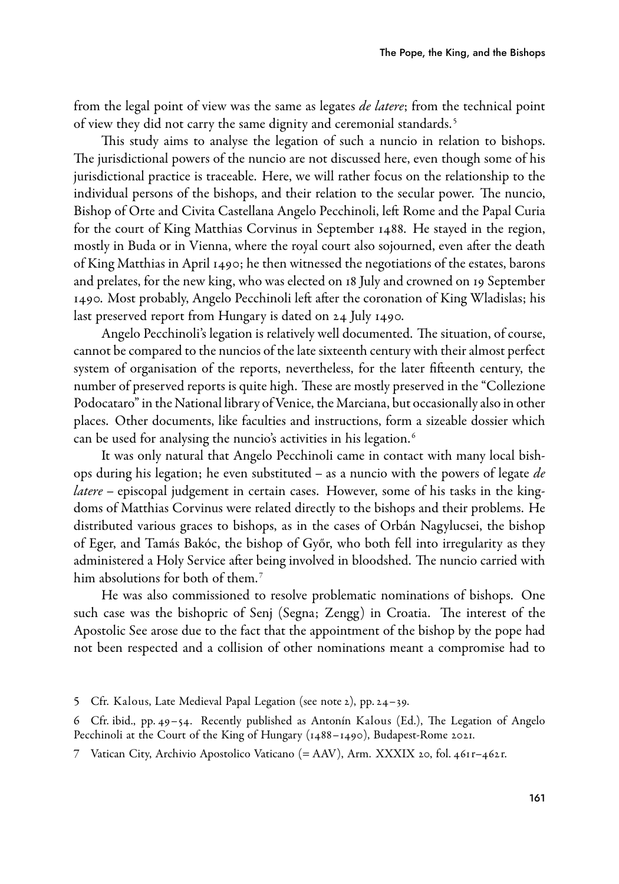from the legal point of view was the same as legates *de latere*; from the technical point of view they did not carry the same dignity and ceremonial standards.[5]

This study aims to analyse the legation of such a nuncio in relation to bishops. The jurisdictional powers of the nuncio are not discussed here, even though some of his jurisdictional practice is traceable. Here, we will rather focus on the relationship to the individual persons of the bishops, and their relation to the secular power. The nuncio, Bishop of Orte and Civita Castellana Angelo Pecchinoli, left Rome and the Papal Curia for the court of King Matthias Corvinus in September 1488. He stayed in the region, mostly in Buda or in Vienna, where the royal court also sojourned, even after the death of King Matthias in April 1490; he then witnessed the negotiations of the estates, barons and prelates, for the new king, who was elected on 18 July and crowned on 19 September 1490. Most probably, Angelo Pecchinoli left after the coronation of King Wladislas; his last preserved report from Hungary is dated on 24 July 1490.

Angelo Pecchinoli's legation is relatively well documented. The situation, of course, cannot be compared to the nuncios of the late sixteenth century with their almost perfect system of organisation of the reports, nevertheless, for the later fifteenth century, the number of preserved reports is quite high. These are mostly preserved in the "Collezione Podocataro" in the National library of Venice, the Marciana, but occasionally also in other places. Other documents, like faculties and instructions, form a sizeable dossier which can be used for analysing the nuncio's activities in his legation.[6]

It was only natural that Angelo Pecchinoli came in contact with many local bishops during his legation; he even substituted – as a nuncio with the powers of legate *de latere* – episcopal judgement in certain cases. However, some of his tasks in the kingdoms of Matthias Corvinus were related directly to the bishops and their problems. He distributed various graces to bishops, as in the cases of Orbán Nagylucsei, the bishop of Eger, and Tamás Bakóc, the bishop of Győr, who both fell into irregularity as they administered a Holy Service after being involved in bloodshed. The nuncio carried with him absolutions for both of them.[7]

He was also commissioned to resolve problematic nominations of bishops. One such case was the bishopric of Senj (Segna; Zengg) in Croatia. The interest of the Apostolic See arose due to the fact that the appointment of the bishop by the pope had not been respected and a collision of other nominations meant a compromise had to

5 Cfr. Kalous, Late Medieval Papal Legation (see note 2), pp. 24–39.

6 Cfr. ibid., pp. 49–54. Recently published as Antonín Kalous (Ed.), The Legation of Angelo Pecchinoli at the Court of the King of Hungary (1488–1490), Budapest-Rome 2021.

7 Vatican City, Archivio Apostolico Vaticano (= AAV), Arm. XXXIX 20, fol. 461r–462r.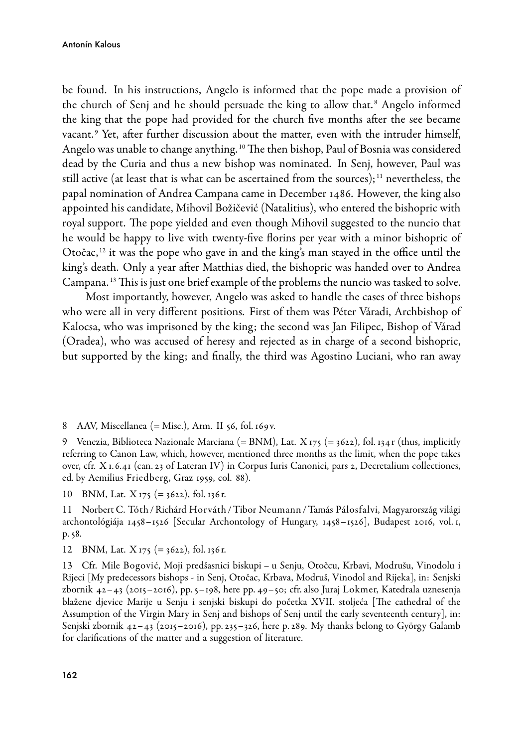be found. In his instructions, Angelo is informed that the pope made a provision of the church of Senj and he should persuade the king to allow that.[8] Angelo informed the king that the pope had provided for the church five months after the see became vacant.[9] Yet, after further discussion about the matter, even with the intruder himself, Angelo was unable to change anything.[10] The then bishop, Paul of Bosnia was considered dead by the Curia and thus a new bishop was nominated. In Senj, however, Paul was still active (at least that is what can be ascertained from the sources);[11] nevertheless, the papal nomination of Andrea Campana came in December 1486. However, the king also appointed his candidate, Mihovil Božičević (Natalitius), who entered the bishopric with royal support. The pope yielded and even though Mihovil suggested to the nuncio that he would be happy to live with twenty-five florins per year with a minor bishopric of Otočac,[12] it was the pope who gave in and the king's man stayed in the office until the king's death. Only a year after Matthias died, the bishopric was handed over to Andrea Campana.[13] This is just one brief example of the problems the nuncio was tasked to solve.

Most importantly, however, Angelo was asked to handle the cases of three bishops who were all in very different positions. First of them was Péter Váradi, Archbishop of Kalocsa, who was imprisoned by the king; the second was Jan Filipec, Bishop of Várad (Oradea), who was accused of heresy and rejected as in charge of a second bishopric, but supported by the king; and finally, the third was Agostino Luciani, who ran away

---

8 AAV, Miscellanea (= Misc.), Arm. II 56, fol. 169v.

9 Venezia, Biblioteca Nazionale Marciana (= BNM), Lat. X 175 (= 3622), fol. 134r (thus, implicitly referring to Canon Law, which, however, mentioned three months as the limit, when the pope takes over, cfr. X 1.6.41 (can. 23 of Lateran IV) in Corpus Iuris Canonici, pars 2, Decretalium collectiones, ed. by Aemilius Friedberg, Graz 1959, col. 88).

10 BNM, Lat. X 175 (= 3622), fol. 136r.

11 Norbert C. Tóth / Richárd Horváth / Tibor Neumann / Tamás Pálosfalvi, Magyarország világi archontológiája 1458–1526 [Secular Archontology of Hungary, 1458–1526], Budapest 2016, vol. 1, p. 58.

12 BNM, Lat. X 175 (= 3622), fol. 136r.

13 Cfr. Mile Bogović, Moji predšasnici biskupi – u Senju, Otočcu, Krbavi, Modrušu, Vinodolu i Rijeci [My predecessors bishops - in Senj, Otočac, Krbava, Modruš, Vinodol and Rijeka], in: Senjski zbornik 42–43 (2015–2016), pp. 5–198, here pp. 49–50; cfr. also Juraj Lokmer, Katedrala uznesenja blažene djevice Marije u Senju i senjski biskupi do početka XVII. stoljeća [The cathedral of the Assumption of the Virgin Mary in Senj and bishops of Senj until the early seventeenth century], in: Senjski zbornik 42–43 (2015–2016), pp. 235–326, here p. 289. My thanks belong to György Galamb for clarifications of the matter and a suggestion of literature.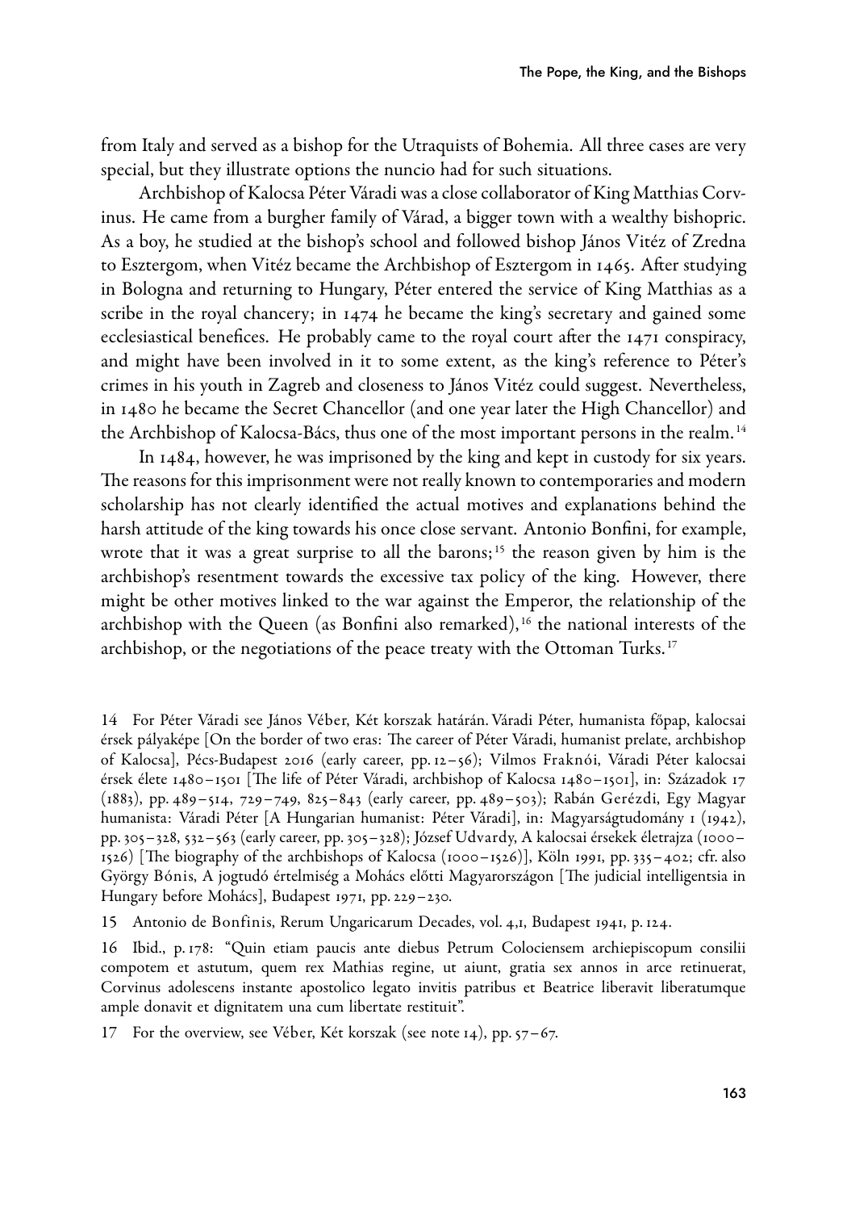from Italy and served as a bishop for the Utraquists of Bohemia. All three cases are very special, but they illustrate options the nuncio had for such situations.

Archbishop of Kalocsa Péter Váradi was a close collaborator of King Matthias Corvinus. He came from a burgher family of Várad, a bigger town with a wealthy bishopric. As a boy, he studied at the bishop's school and followed bishop János Vitéz of Zredna to Esztergom, when Vitéz became the Archbishop of Esztergom in 1465. After studying in Bologna and returning to Hungary, Péter entered the service of King Matthias as a scribe in the royal chancery; in 1474 he became the king's secretary and gained some ecclesiastical benefices. He probably came to the royal court after the 1471 conspiracy, and might have been involved in it to some extent, as the king's reference to Péter's crimes in his youth in Zagreb and closeness to János Vitéz could suggest. Nevertheless, in 1480 he became the Secret Chancellor (and one year later the High Chancellor) and the Archbishop of Kalocsa-Bács, thus one of the most important persons in the realm.[14]

In 1484, however, he was imprisoned by the king and kept in custody for six years. The reasons for this imprisonment were not really known to contemporaries and modern scholarship has not clearly identified the actual motives and explanations behind the harsh attitude of the king towards his once close servant. Antonio Bonfini, for example, wrote that it was a great surprise to all the barons;[15] the reason given by him is the archbishop's resentment towards the excessive tax policy of the king. However, there might be other motives linked to the war against the Emperor, the relationship of the archbishop with the Queen (as Bonfini also remarked),[16] the national interests of the archbishop, or the negotiations of the peace treaty with the Ottoman Turks.[17]

14 For Péter Váradi see János Véber, Két korszak határán. Váradi Péter, humanista főpap, kalocsai érsek pályaképe [On the border of two eras: The career of Péter Váradi, humanist prelate, archbishop of Kalocsa], Pécs-Budapest 2016 (early career, pp. 12–56); Vilmos Fraknói, Váradi Péter kalocsai érsek élete 1480–1501 [The life of Péter Váradi, archbishop of Kalocsa 1480–1501], in: Századok 17 (1883), pp. 489–514, 729–749, 825–843 (early career, pp. 489–503); Rabán Gerézdi, Egy Magyar humanista: Váradi Péter [A Hungarian humanist: Péter Váradi], in: Magyarságtudomány 1 (1942), pp. 305–328, 532–563 (early career, pp. 305–328); József Udvardy, A kalocsai érsekek életrajza (1000–1526) [The biography of the archbishops of Kalocsa (1000–1526)], Köln 1991, pp. 335–402; cfr. also György Bónis, A jogtudó értelmiség a Mohács előtti Magyarországon [The judicial intelligentsia in Hungary before Mohács], Budapest 1971, pp. 229–230.

15 Antonio de Bonfinis, Rerum Ungaricarum Decades, vol. 4,1, Budapest 1941, p. 124.

16 Ibid., p. 178: "Quin etiam paucis ante diebus Petrum Colociensem archiepiscopum consilii compotem et astutum, quem rex Mathias regine, ut aiunt, gratia sex annos in arce retinuerat, Corvinus adolescens instante apostolico legato invitis patribus et Beatrice liberavit liberatumque ample donavit et dignitatem una cum libertate restituit".

17 For the overview, see Véber, Két korszak (see note 14), pp. 57–67.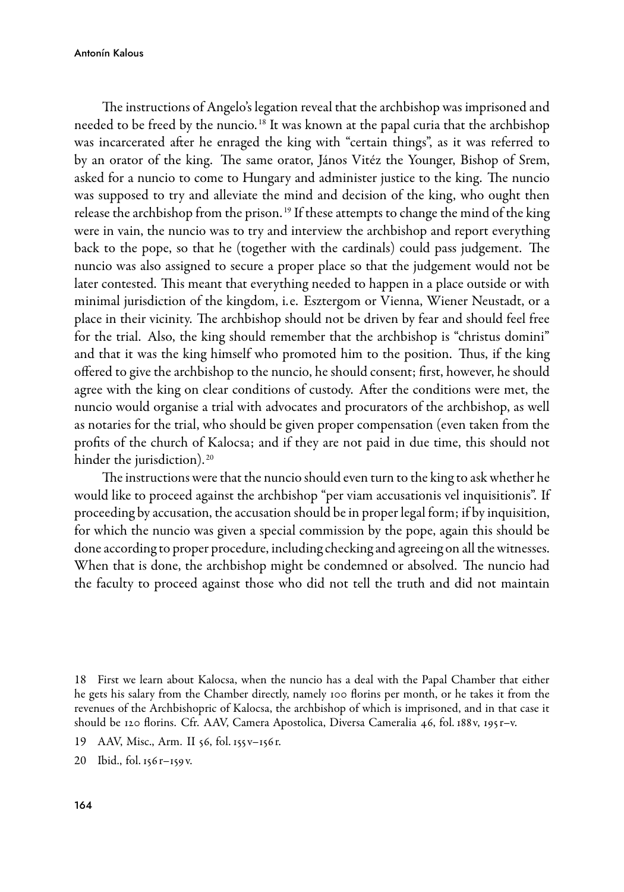The instructions of Angelo's legation reveal that the archbishop was imprisoned and needed to be freed by the nuncio.[18] It was known at the papal curia that the archbishop was incarcerated after he enraged the king with "certain things", as it was referred to by an orator of the king. The same orator, János Vitéz the Younger, Bishop of Srem, asked for a nuncio to come to Hungary and administer justice to the king. The nuncio was supposed to try and alleviate the mind and decision of the king, who ought then release the archbishop from the prison.[19] If these attempts to change the mind of the king were in vain, the nuncio was to try and interview the archbishop and report everything back to the pope, so that he (together with the cardinals) could pass judgement. The nuncio was also assigned to secure a proper place so that the judgement would not be later contested. This meant that everything needed to happen in a place outside or with minimal jurisdiction of the kingdom, i.e. Esztergom or Vienna, Wiener Neustadt, or a place in their vicinity. The archbishop should not be driven by fear and should feel free for the trial. Also, the king should remember that the archbishop is "christus domini" and that it was the king himself who promoted him to the position. Thus, if the king offered to give the archbishop to the nuncio, he should consent; first, however, he should agree with the king on clear conditions of custody. After the conditions were met, the nuncio would organise a trial with advocates and procurators of the archbishop, as well as notaries for the trial, who should be given proper compensation (even taken from the profits of the church of Kalocsa; and if they are not paid in due time, this should not hinder the jurisdiction).[20]

The instructions were that the nuncio should even turn to the king to ask whether he would like to proceed against the archbishop "per viam accusationis vel inquisitionis". If proceeding by accusation, the accusation should be in proper legal form; if by inquisition, for which the nuncio was given a special commission by the pope, again this should be done according to proper procedure, including checking and agreeing on all the witnesses. When that is done, the archbishop might be condemned or absolved. The nuncio had the faculty to proceed against those who did not tell the truth and did not maintain

---

18 First we learn about Kalocsa, when the nuncio has a deal with the Papal Chamber that either he gets his salary from the Chamber directly, namely 100 florins per month, or he takes it from the revenues of the Archbishopric of Kalocsa, the archbishop of which is imprisoned, and in that case it should be 120 florins. Cfr. AAV, Camera Apostolica, Diversa Cameralia 46, fol. 188v, 195r–v.

19 AAV, Misc., Arm. II 56, fol. 155v–156r.

20 Ibid., fol. 156r–159v.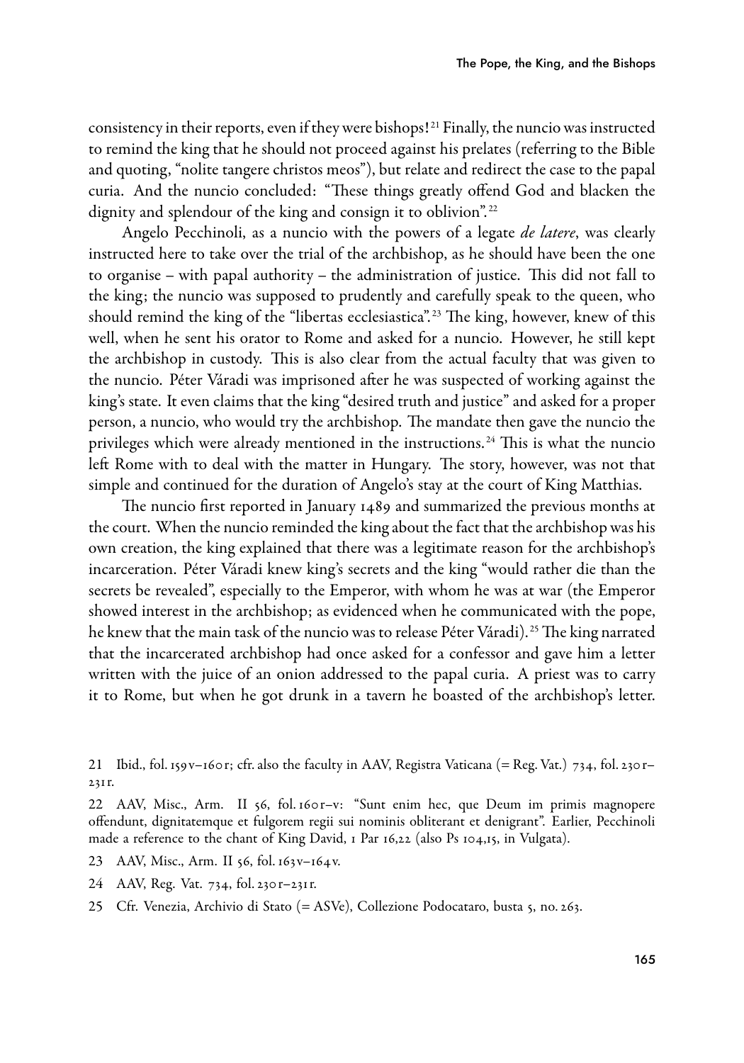consistency in their reports, even if they were bishops![21] Finally, the nuncio was instructed to remind the king that he should not proceed against his prelates (referring to the Bible and quoting, "nolite tangere christos meos"), but relate and redirect the case to the papal curia. And the nuncio concluded: "These things greatly offend God and blacken the dignity and splendour of the king and consign it to oblivion".[22]

Angelo Pecchinoli, as a nuncio with the powers of a legate *de latere*, was clearly instructed here to take over the trial of the archbishop, as he should have been the one to organise – with papal authority – the administration of justice. This did not fall to the king; the nuncio was supposed to prudently and carefully speak to the queen, who should remind the king of the "libertas ecclesiastica".[23] The king, however, knew of this well, when he sent his orator to Rome and asked for a nuncio. However, he still kept the archbishop in custody. This is also clear from the actual faculty that was given to the nuncio. Péter Váradi was imprisoned after he was suspected of working against the king's state. It even claims that the king "desired truth and justice" and asked for a proper person, a nuncio, who would try the archbishop. The mandate then gave the nuncio the privileges which were already mentioned in the instructions.[24] This is what the nuncio left Rome with to deal with the matter in Hungary. The story, however, was not that simple and continued for the duration of Angelo's stay at the court of King Matthias.

The nuncio first reported in January 1489 and summarized the previous months at the court. When the nuncio reminded the king about the fact that the archbishop was his own creation, the king explained that there was a legitimate reason for the archbishop's incarceration. Péter Váradi knew king's secrets and the king "would rather die than the secrets be revealed", especially to the Emperor, with whom he was at war (the Emperor showed interest in the archbishop; as evidenced when he communicated with the pope, he knew that the main task of the nuncio was to release Péter Váradi).[25] The king narrated that the incarcerated archbishop had once asked for a confessor and gave him a letter written with the juice of an onion addressed to the papal curia. A priest was to carry it to Rome, but when he got drunk in a tavern he boasted of the archbishop's letter.

21 Ibid., fol. 159v–160r; cfr. also the faculty in AAV, Registra Vaticana (= Reg. Vat.) 734, fol. 230r–231r.

22 AAV, Misc., Arm. II 56, fol. 160r–v: "Sunt enim hec, que Deum im primis magnopere offendunt, dignitatemque et fulgorem regii sui nominis obliterant et denigrant". Earlier, Pecchinoli made a reference to the chant of King David, 1 Par 16,22 (also Ps 104,15, in Vulgata).

23 AAV, Misc., Arm. II 56, fol. 163v–164v.

24 AAV, Reg. Vat. 734, fol. 230r–231r.

25 Cfr. Venezia, Archivio di Stato (= ASVe), Collezione Podocataro, busta 5, no. 263.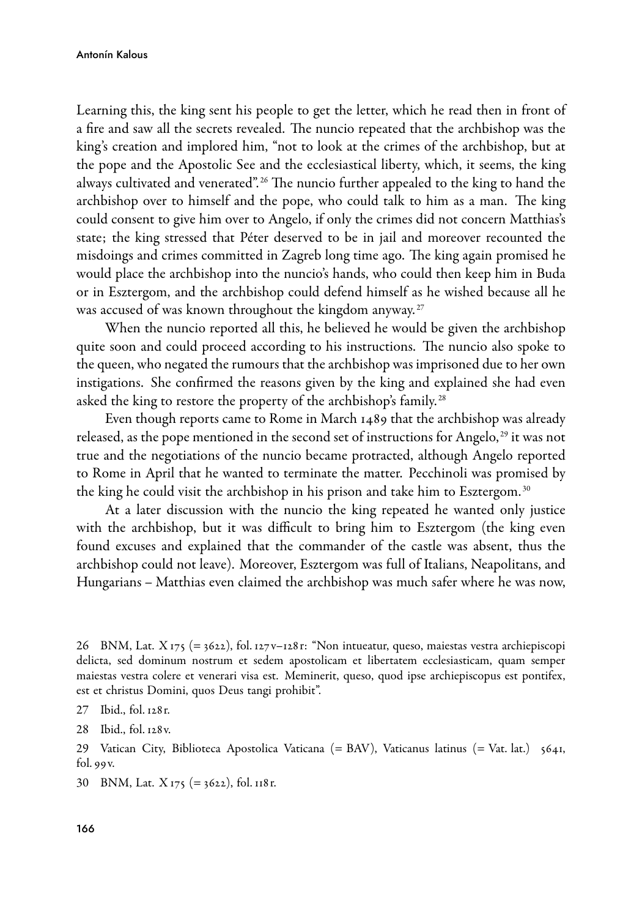Learning this, the king sent his people to get the letter, which he read then in front of a fire and saw all the secrets revealed. The nuncio repeated that the archbishop was the king's creation and implored him, "not to look at the crimes of the archbishop, but at the pope and the Apostolic See and the ecclesiastical liberty, which, it seems, the king always cultivated and venerated".[26] The nuncio further appealed to the king to hand the archbishop over to himself and the pope, who could talk to him as a man. The king could consent to give him over to Angelo, if only the crimes did not concern Matthias's state; the king stressed that Péter deserved to be in jail and moreover recounted the misdoings and crimes committed in Zagreb long time ago. The king again promised he would place the archbishop into the nuncio's hands, who could then keep him in Buda or in Esztergom, and the archbishop could defend himself as he wished because all he was accused of was known throughout the kingdom anyway.[27]

When the nuncio reported all this, he believed he would be given the archbishop quite soon and could proceed according to his instructions. The nuncio also spoke to the queen, who negated the rumours that the archbishop was imprisoned due to her own instigations. She confirmed the reasons given by the king and explained she had even asked the king to restore the property of the archbishop's family.[28]

Even though reports came to Rome in March 1489 that the archbishop was already released, as the pope mentioned in the second set of instructions for Angelo,[29] it was not true and the negotiations of the nuncio became protracted, although Angelo reported to Rome in April that he wanted to terminate the matter. Pecchinoli was promised by the king he could visit the archbishop in his prison and take him to Esztergom.[30]

At a later discussion with the nuncio the king repeated he wanted only justice with the archbishop, but it was difficult to bring him to Esztergom (the king even found excuses and explained that the commander of the castle was absent, thus the archbishop could not leave). Moreover, Esztergom was full of Italians, Neapolitans, and Hungarians – Matthias even claimed the archbishop was much safer where he was now,

---

26 BNM, Lat. X 175 (= 3622), fol. 127v–128r: "Non intueatur, queso, maiestas vestra archiepiscopi delicta, sed dominum nostrum et sedem apostolicam et libertatem ecclesiasticam, quam semper maiestas vestra colere et venerari visa est. Meminerit, queso, quod ipse archiepiscopus est pontifex, est et christus Domini, quos Deus tangi prohibit".

27 Ibid., fol. 128r.

28 Ibid., fol. 128v.

29 Vatican City, Biblioteca Apostolica Vaticana (= BAV), Vaticanus latinus (= Vat. lat.) 5641, fol. 99v.

30 BNM, Lat. X 175 (= 3622), fol. 118r.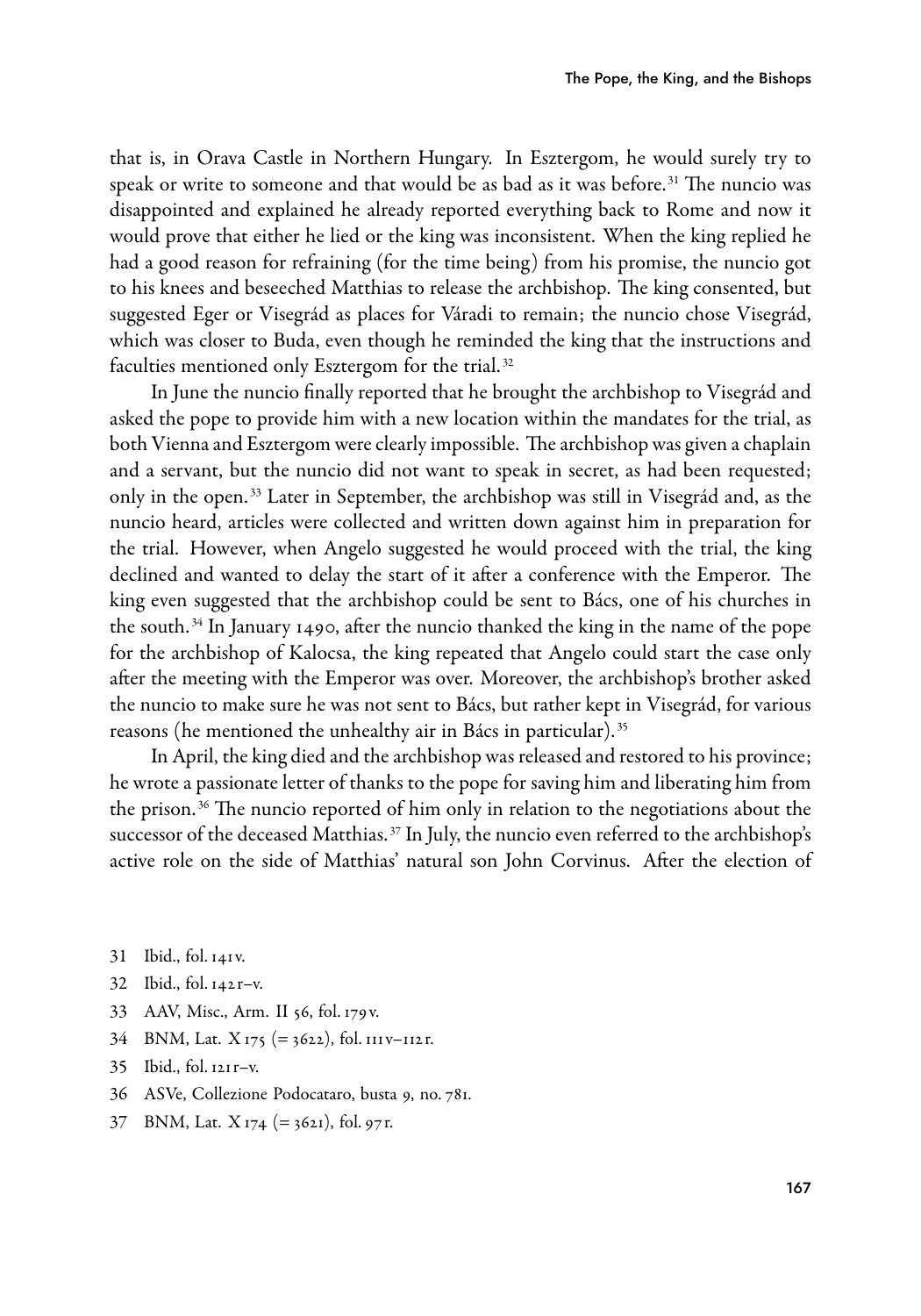that is, in Orava Castle in Northern Hungary. In Esztergom, he would surely try to speak or write to someone and that would be as bad as it was before.[31] The nuncio was disappointed and explained he already reported everything back to Rome and now it would prove that either he lied or the king was inconsistent. When the king replied he had a good reason for refraining (for the time being) from his promise, the nuncio got to his knees and beseeched Matthias to release the archbishop. The king consented, but suggested Eger or Visegrád as places for Váradi to remain; the nuncio chose Visegrád, which was closer to Buda, even though he reminded the king that the instructions and faculties mentioned only Esztergom for the trial.[32]

In June the nuncio finally reported that he brought the archbishop to Visegrád and asked the pope to provide him with a new location within the mandates for the trial, as both Vienna and Esztergom were clearly impossible. The archbishop was given a chaplain and a servant, but the nuncio did not want to speak in secret, as had been requested; only in the open.[33] Later in September, the archbishop was still in Visegrád and, as the nuncio heard, articles were collected and written down against him in preparation for the trial. However, when Angelo suggested he would proceed with the trial, the king declined and wanted to delay the start of it after a conference with the Emperor. The king even suggested that the archbishop could be sent to Bács, one of his churches in the south.[34] In January 1490, after the nuncio thanked the king in the name of the pope for the archbishop of Kalocsa, the king repeated that Angelo could start the case only after the meeting with the Emperor was over. Moreover, the archbishop's brother asked the nuncio to make sure he was not sent to Bács, but rather kept in Visegrád, for various reasons (he mentioned the unhealthy air in Bács in particular).[35]

In April, the king died and the archbishop was released and restored to his province; he wrote a passionate letter of thanks to the pope for saving him and liberating him from the prison.[36] The nuncio reported of him only in relation to the negotiations about the successor of the deceased Matthias.[37] In July, the nuncio even referred to the archbishop's active role on the side of Matthias' natural son John Corvinus. After the election of

31 Ibid., fol. 141v.

32 Ibid., fol. 142r–v.

33 AAV, Misc., Arm. II 56, fol. 179v.

34 BNM, Lat. X 175 (= 3622), fol. 111v–112r.

35 Ibid., fol. 121r–v.

36 ASVe, Collezione Podocataro, busta 9, no. 781.

37 BNM, Lat. X 174 (= 3621), fol. 97r.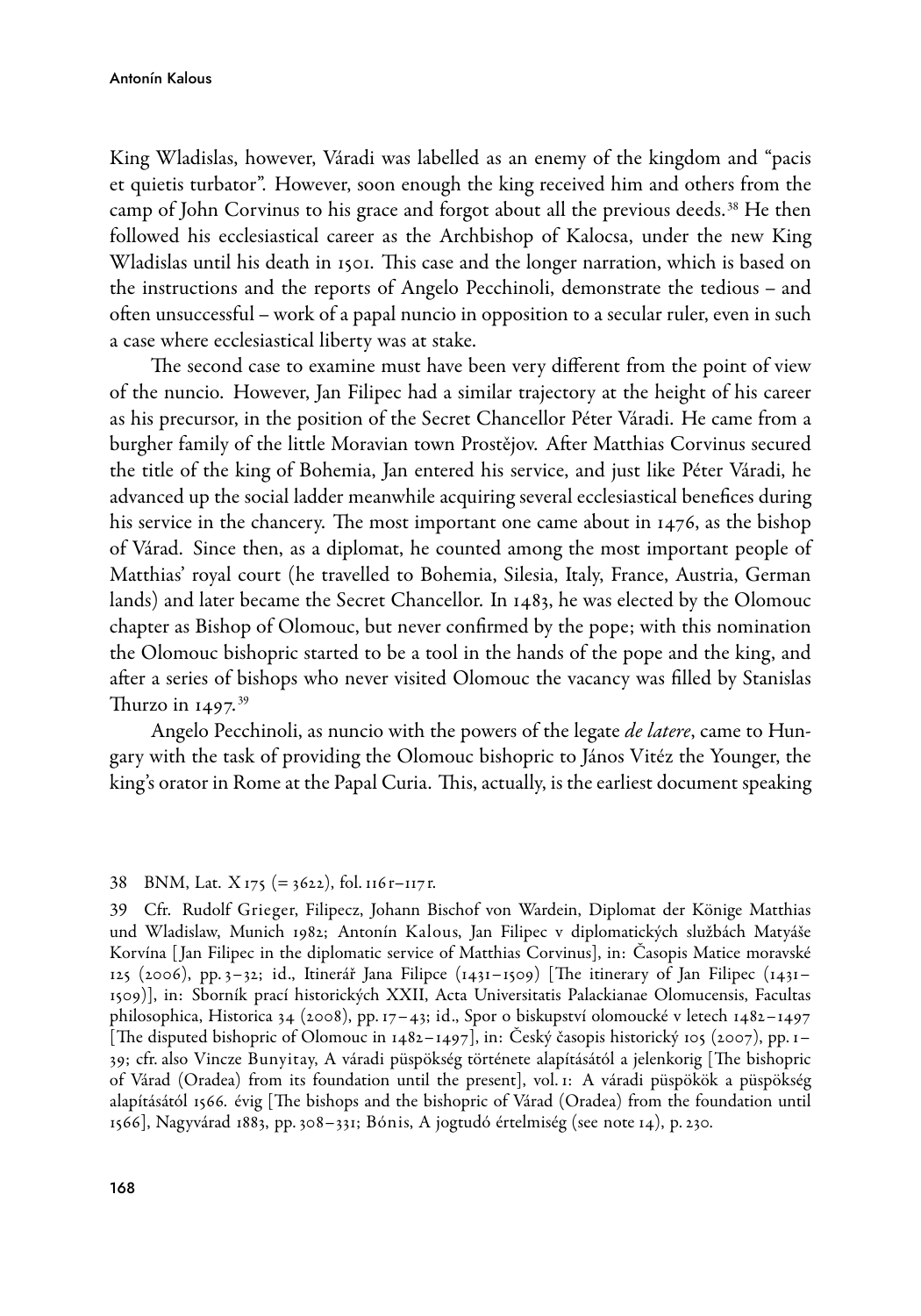King Wladislas, however, Váradi was labelled as an enemy of the kingdom and "pacis et quietis turbator". However, soon enough the king received him and others from the camp of John Corvinus to his grace and forgot about all the previous deeds.[38] He then followed his ecclesiastical career as the Archbishop of Kalocsa, under the new King Wladislas until his death in 1501. This case and the longer narration, which is based on the instructions and the reports of Angelo Pecchinoli, demonstrate the tedious – and often unsuccessful – work of a papal nuncio in opposition to a secular ruler, even in such a case where ecclesiastical liberty was at stake.

The second case to examine must have been very different from the point of view of the nuncio. However, Jan Filipec had a similar trajectory at the height of his career as his precursor, in the position of the Secret Chancellor Péter Váradi. He came from a burgher family of the little Moravian town Prostějov. After Matthias Corvinus secured the title of the king of Bohemia, Jan entered his service, and just like Péter Váradi, he advanced up the social ladder meanwhile acquiring several ecclesiastical benefices during his service in the chancery. The most important one came about in 1476, as the bishop of Várad. Since then, as a diplomat, he counted among the most important people of Matthias' royal court (he travelled to Bohemia, Silesia, Italy, France, Austria, German lands) and later became the Secret Chancellor. In 1483, he was elected by the Olomouc chapter as Bishop of Olomouc, but never confirmed by the pope; with this nomination the Olomouc bishopric started to be a tool in the hands of the pope and the king, and after a series of bishops who never visited Olomouc the vacancy was filled by Stanislas Thurzo in 1497.[39]

Angelo Pecchinoli, as nuncio with the powers of the legate *de latere*, came to Hungary with the task of providing the Olomouc bishopric to János Vitéz the Younger, the king's orator in Rome at the Papal Curia. This, actually, is the earliest document speaking

38 BNM, Lat. X 175 (= 3622), fol. 116 r–117 r.

39 Cfr. Rudolf Grieger, Filipecz, Johann Bischof von Wardein, Diplomat der Könige Matthias und Wladislaw, Munich 1982; Antonín Kalous, Jan Filipec v diplomatických službách Matyáše Korvína [Jan Filipec in the diplomatic service of Matthias Corvinus], in: Časopis Matice moravské 125 (2006), pp. 3–32; id., Itinerář Jana Filipce (1431–1509) [The itinerary of Jan Filipec (1431–1509)], in: Sborník prací historických XXII, Acta Universitatis Palackianae Olomucensis, Facultas philosophica, Historica 34 (2008), pp. 17–43; id., Spor o biskupství olomoucké v letech 1482–1497 [The disputed bishopric of Olomouc in 1482–1497], in: Český časopis historický 105 (2007), pp. 1–39; cfr. also Vincze Bunyitay, A váradi püspökség története alapításától a jelenkorig [The bishopric of Várad (Oradea) from its foundation until the present], vol. 1: A váradi püspökök a püspökség alapításától 1566. évig [The bishops and the bishopric of Várad (Oradea) from the foundation until 1566], Nagyvárad 1883, pp. 308–331; Bónis, A jogtudó értelmiség (see note 14), p. 230.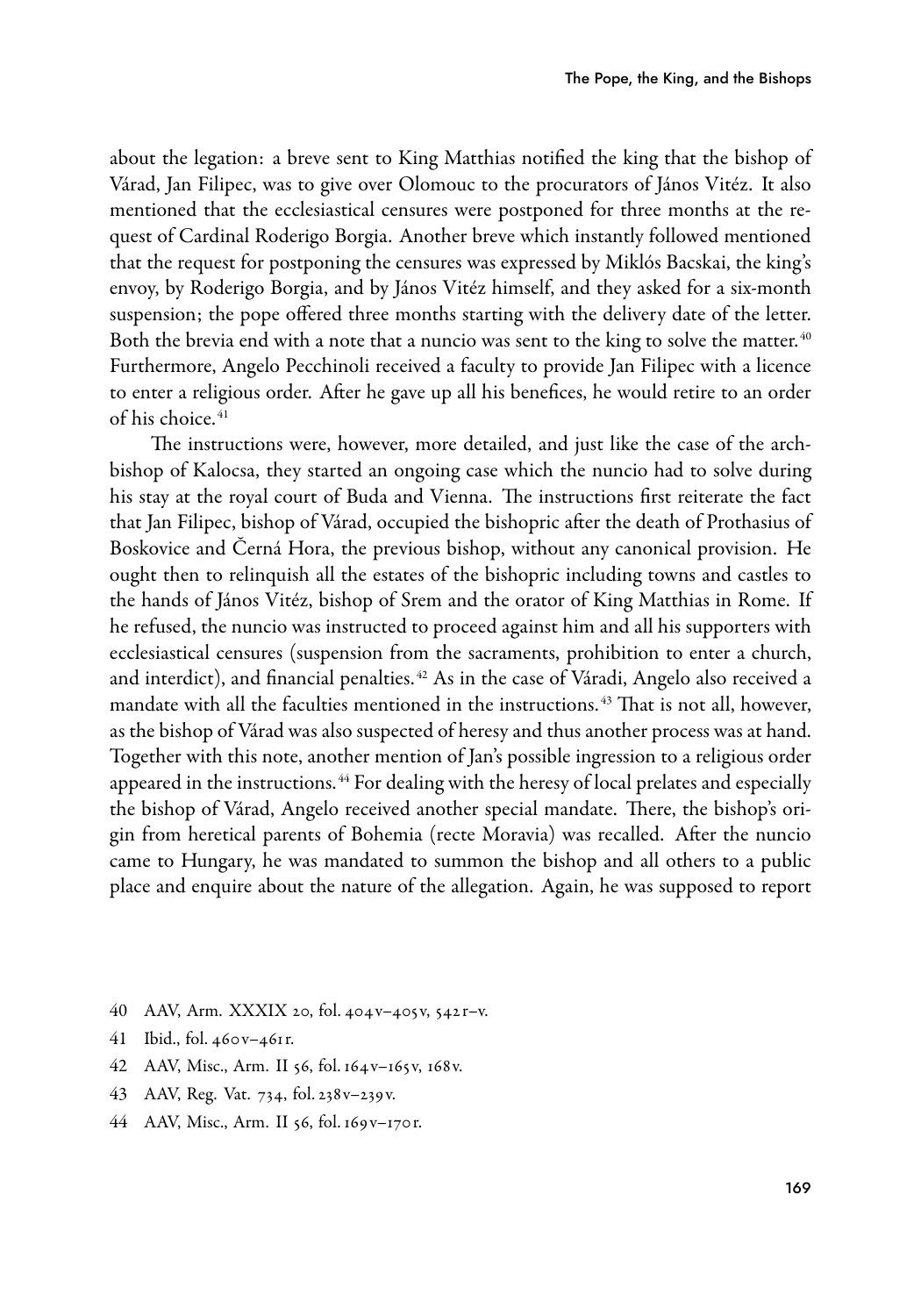about the legation: a breve sent to King Matthias notified the king that the bishop of Várad, Jan Filipec, was to give over Olomouc to the procurators of János Vitéz. It also mentioned that the ecclesiastical censures were postponed for three months at the request of Cardinal Roderigo Borgia. Another breve which instantly followed mentioned that the request for postponing the censures was expressed by Miklós Bacskai, the king's envoy, by Roderigo Borgia, and by János Vitéz himself, and they asked for a six-month suspension; the pope offered three months starting with the delivery date of the letter. Both the brevia end with a note that a nuncio was sent to the king to solve the matter.[40] Furthermore, Angelo Pecchinoli received a faculty to provide Jan Filipec with a licence to enter a religious order. After he gave up all his benefices, he would retire to an order of his choice.[41]

The instructions were, however, more detailed, and just like the case of the archbishop of Kalocsa, they started an ongoing case which the nuncio had to solve during his stay at the royal court of Buda and Vienna. The instructions first reiterate the fact that Jan Filipec, bishop of Várad, occupied the bishopric after the death of Prothasius of Boskovice and Černá Hora, the previous bishop, without any canonical provision. He ought then to relinquish all the estates of the bishopric including towns and castles to the hands of János Vitéz, bishop of Srem and the orator of King Matthias in Rome. If he refused, the nuncio was instructed to proceed against him and all his supporters with ecclesiastical censures (suspension from the sacraments, prohibition to enter a church, and interdict), and financial penalties.[42] As in the case of Váradi, Angelo also received a mandate with all the faculties mentioned in the instructions.[43] That is not all, however, as the bishop of Várad was also suspected of heresy and thus another process was at hand. Together with this note, another mention of Jan's possible ingression to a religious order appeared in the instructions.[44] For dealing with the heresy of local prelates and especially the bishop of Várad, Angelo received another special mandate. There, the bishop's origin from heretical parents of Bohemia (recte Moravia) was recalled. After the nuncio came to Hungary, he was mandated to summon the bishop and all others to a public place and enquire about the nature of the allegation. Again, he was supposed to report

40 AAV, Arm. XXXIX 20, fol. 404v–405v, 542r–v.

41 Ibid., fol. 460v–461r.

42 AAV, Misc., Arm. II 56, fol. 164v–165v, 168v.

43 AAV, Reg. Vat. 734, fol. 238v–239v.

44 AAV, Misc., Arm. II 56, fol. 169v–170r.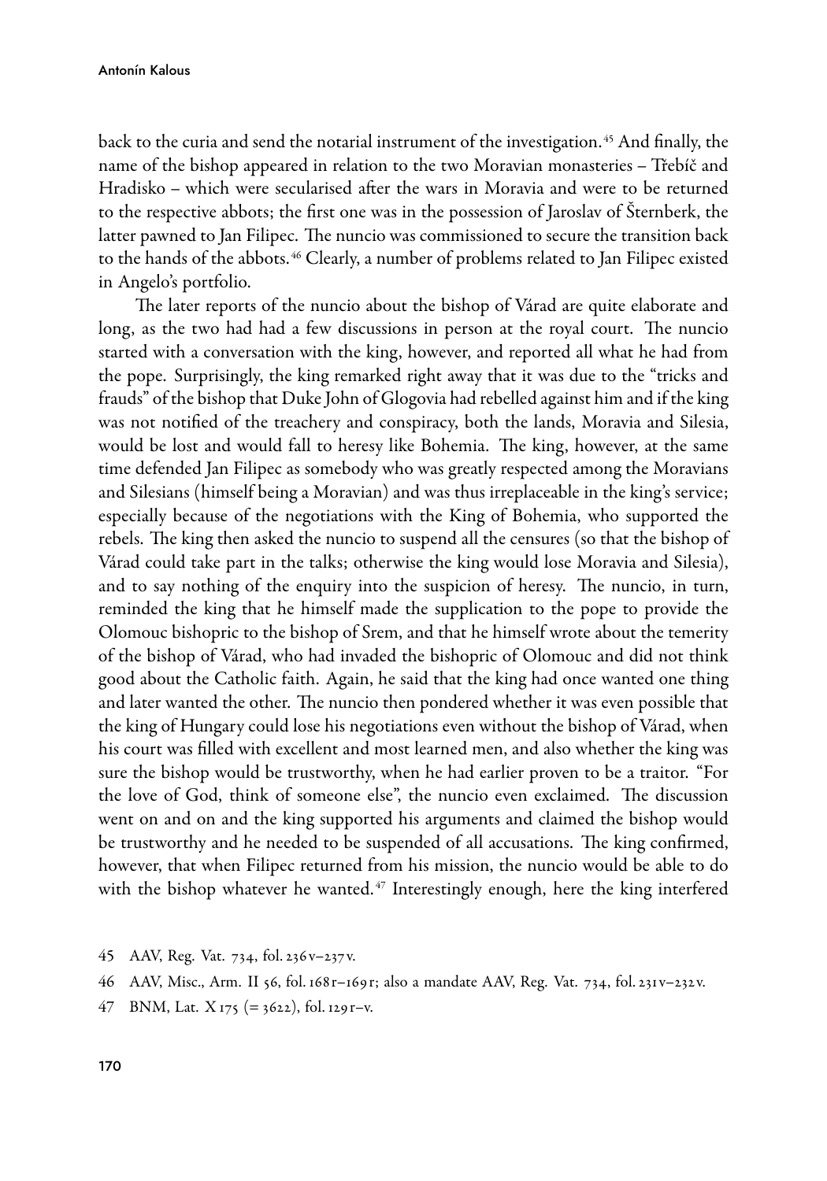back to the curia and send the notarial instrument of the investigation.[45] And finally, the name of the bishop appeared in relation to the two Moravian monasteries – Třebíč and Hradisko – which were secularised after the wars in Moravia and were to be returned to the respective abbots; the first one was in the possession of Jaroslav of Šternberk, the latter pawned to Jan Filipec. The nuncio was commissioned to secure the transition back to the hands of the abbots.[46] Clearly, a number of problems related to Jan Filipec existed in Angelo's portfolio.

The later reports of the nuncio about the bishop of Várad are quite elaborate and long, as the two had had a few discussions in person at the royal court. The nuncio started with a conversation with the king, however, and reported all what he had from the pope. Surprisingly, the king remarked right away that it was due to the "tricks and frauds" of the bishop that Duke John of Glogovia had rebelled against him and if the king was not notified of the treachery and conspiracy, both the lands, Moravia and Silesia, would be lost and would fall to heresy like Bohemia. The king, however, at the same time defended Jan Filipec as somebody who was greatly respected among the Moravians and Silesians (himself being a Moravian) and was thus irreplaceable in the king's service; especially because of the negotiations with the King of Bohemia, who supported the rebels. The king then asked the nuncio to suspend all the censures (so that the bishop of Várad could take part in the talks; otherwise the king would lose Moravia and Silesia), and to say nothing of the enquiry into the suspicion of heresy. The nuncio, in turn, reminded the king that he himself made the supplication to the pope to provide the Olomouc bishopric to the bishop of Srem, and that he himself wrote about the temerity of the bishop of Várad, who had invaded the bishopric of Olomouc and did not think good about the Catholic faith. Again, he said that the king had once wanted one thing and later wanted the other. The nuncio then pondered whether it was even possible that the king of Hungary could lose his negotiations even without the bishop of Várad, when his court was filled with excellent and most learned men, and also whether the king was sure the bishop would be trustworthy, when he had earlier proven to be a traitor. "For the love of God, think of someone else", the nuncio even exclaimed. The discussion went on and on and the king supported his arguments and claimed the bishop would be trustworthy and he needed to be suspended of all accusations. The king confirmed, however, that when Filipec returned from his mission, the nuncio would be able to do with the bishop whatever he wanted.[47] Interestingly enough, here the king interfered

45 AAV, Reg. Vat. 734, fol. 236v–237v.

46 AAV, Misc., Arm. II 56, fol. 168r–169r; also a mandate AAV, Reg. Vat. 734, fol. 231v–232v.

47 BNM, Lat. X 175 (= 3622), fol. 129r–v.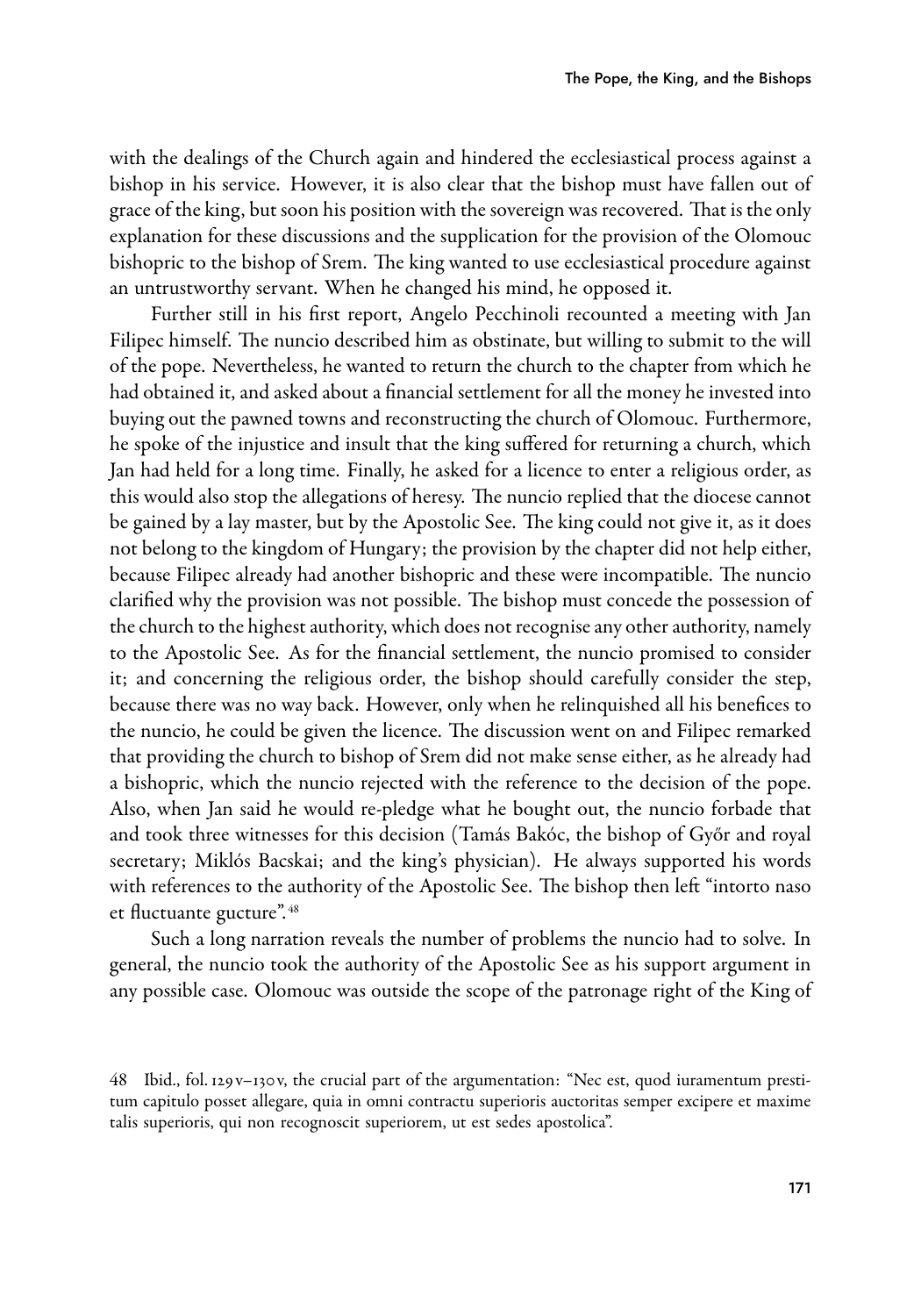with the dealings of the Church again and hindered the ecclesiastical process against a bishop in his service. However, it is also clear that the bishop must have fallen out of grace of the king, but soon his position with the sovereign was recovered. That is the only explanation for these discussions and the supplication for the provision of the Olomouc bishopric to the bishop of Srem. The king wanted to use ecclesiastical procedure against an untrustworthy servant. When he changed his mind, he opposed it.

Further still in his first report, Angelo Pecchinoli recounted a meeting with Jan Filipec himself. The nuncio described him as obstinate, but willing to submit to the will of the pope. Nevertheless, he wanted to return the church to the chapter from which he had obtained it, and asked about a financial settlement for all the money he invested into buying out the pawned towns and reconstructing the church of Olomouc. Furthermore, he spoke of the injustice and insult that the king suffered for returning a church, which Jan had held for a long time. Finally, he asked for a licence to enter a religious order, as this would also stop the allegations of heresy. The nuncio replied that the diocese cannot be gained by a lay master, but by the Apostolic See. The king could not give it, as it does not belong to the kingdom of Hungary; the provision by the chapter did not help either, because Filipec already had another bishopric and these were incompatible. The nuncio clarified why the provision was not possible. The bishop must concede the possession of the church to the highest authority, which does not recognise any other authority, namely to the Apostolic See. As for the financial settlement, the nuncio promised to consider it; and concerning the religious order, the bishop should carefully consider the step, because there was no way back. However, only when he relinquished all his benefices to the nuncio, he could be given the licence. The discussion went on and Filipec remarked that providing the church to bishop of Srem did not make sense either, as he already had a bishopric, which the nuncio rejected with the reference to the decision of the pope. Also, when Jan said he would re-pledge what he bought out, the nuncio forbade that and took three witnesses for this decision (Tamás Bakóc, the bishop of Győr and royal secretary; Miklós Bacskai; and the king's physician). He always supported his words with references to the authority of the Apostolic See. The bishop then left "intorto naso et fluctuante gucture".[48]

Such a long narration reveals the number of problems the nuncio had to solve. In general, the nuncio took the authority of the Apostolic See as his support argument in any possible case. Olomouc was outside the scope of the patronage right of the King of

48 Ibid., fol. 129v–130v, the crucial part of the argumentation: "Nec est, quod iuramentum prestitum capitulo posset allegare, quia in omni contractu superioris auctoritas semper excipere et maxime talis superioris, qui non recognoscit superiorem, ut est sedes apostolica".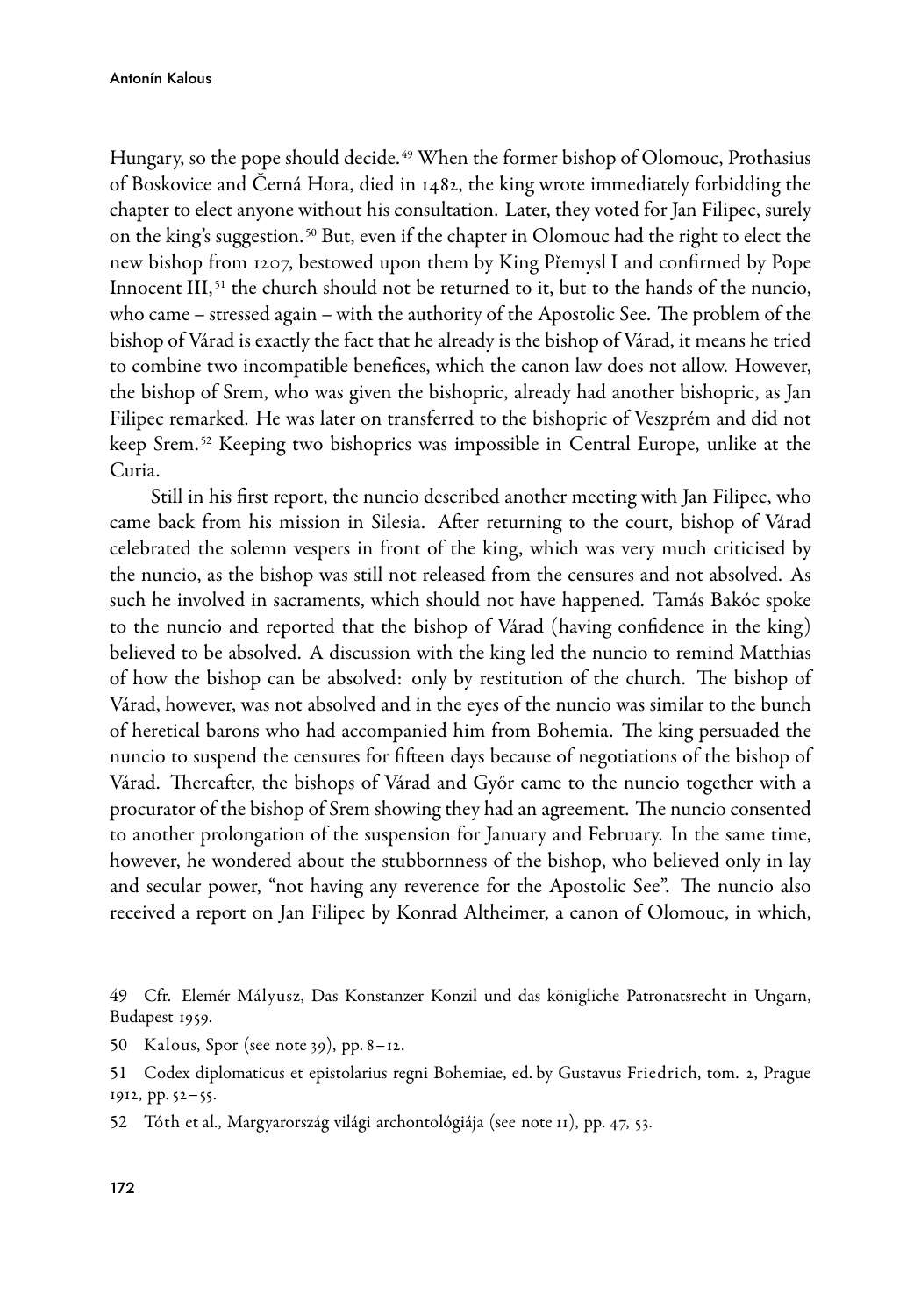Hungary, so the pope should decide.[49] When the former bishop of Olomouc, Prothasius of Boskovice and Černá Hora, died in 1482, the king wrote immediately forbidding the chapter to elect anyone without his consultation. Later, they voted for Jan Filipec, surely on the king's suggestion.[50] But, even if the chapter in Olomouc had the right to elect the new bishop from 1207, bestowed upon them by King Přemysl I and confirmed by Pope Innocent III,[51] the church should not be returned to it, but to the hands of the nuncio, who came – stressed again – with the authority of the Apostolic See. The problem of the bishop of Várad is exactly the fact that he already is the bishop of Várad, it means he tried to combine two incompatible benefices, which the canon law does not allow. However, the bishop of Srem, who was given the bishopric, already had another bishopric, as Jan Filipec remarked. He was later on transferred to the bishopric of Veszprém and did not keep Srem.[52] Keeping two bishoprics was impossible in Central Europe, unlike at the Curia.

Still in his first report, the nuncio described another meeting with Jan Filipec, who came back from his mission in Silesia. After returning to the court, bishop of Várad celebrated the solemn vespers in front of the king, which was very much criticised by the nuncio, as the bishop was still not released from the censures and not absolved. As such he involved in sacraments, which should not have happened. Tamás Bakóc spoke to the nuncio and reported that the bishop of Várad (having confidence in the king) believed to be absolved. A discussion with the king led the nuncio to remind Matthias of how the bishop can be absolved: only by restitution of the church. The bishop of Várad, however, was not absolved and in the eyes of the nuncio was similar to the bunch of heretical barons who had accompanied him from Bohemia. The king persuaded the nuncio to suspend the censures for fifteen days because of negotiations of the bishop of Várad. Thereafter, the bishops of Várad and Győr came to the nuncio together with a procurator of the bishop of Srem showing they had an agreement. The nuncio consented to another prolongation of the suspension for January and February. In the same time, however, he wondered about the stubbornness of the bishop, who believed only in lay and secular power, "not having any reverence for the Apostolic See". The nuncio also received a report on Jan Filipec by Konrad Altheimer, a canon of Olomouc, in which,

49 Cfr. Elemér Mályusz, Das Konstanzer Konzil und das königliche Patronatsrecht in Ungarn, Budapest 1959.

50 Kalous, Spor (see note 39), pp. 8–12.

51 Codex diplomaticus et epistolarius regni Bohemiae, ed. by Gustavus Friedrich, tom. 2, Prague 1912, pp. 52–55.

52 Tóth et al., Margyarország világi archontológiája (see note 11), pp. 47, 53.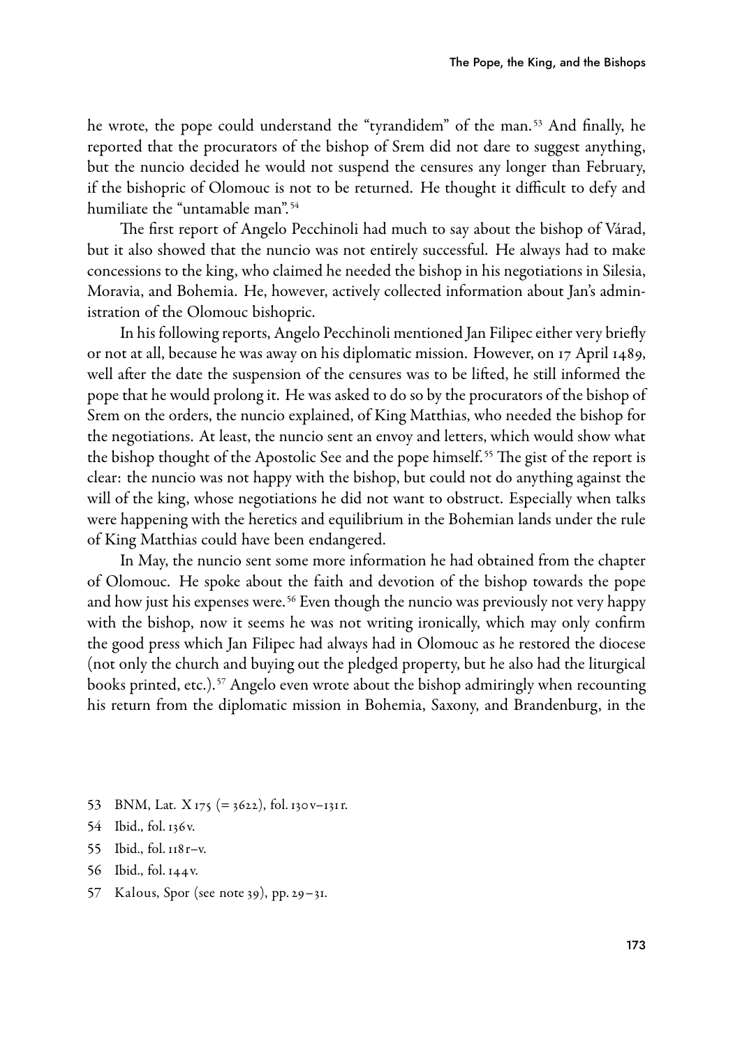he wrote, the pope could understand the "tyrandidem" of the man.[53] And finally, he reported that the procurators of the bishop of Srem did not dare to suggest anything, but the nuncio decided he would not suspend the censures any longer than February, if the bishopric of Olomouc is not to be returned. He thought it difficult to defy and humiliate the "untamable man".[54]

The first report of Angelo Pecchinoli had much to say about the bishop of Várad, but it also showed that the nuncio was not entirely successful. He always had to make concessions to the king, who claimed he needed the bishop in his negotiations in Silesia, Moravia, and Bohemia. He, however, actively collected information about Jan's administration of the Olomouc bishopric.

In his following reports, Angelo Pecchinoli mentioned Jan Filipec either very briefly or not at all, because he was away on his diplomatic mission. However, on 17 April 1489, well after the date the suspension of the censures was to be lifted, he still informed the pope that he would prolong it. He was asked to do so by the procurators of the bishop of Srem on the orders, the nuncio explained, of King Matthias, who needed the bishop for the negotiations. At least, the nuncio sent an envoy and letters, which would show what the bishop thought of the Apostolic See and the pope himself.[55] The gist of the report is clear: the nuncio was not happy with the bishop, but could not do anything against the will of the king, whose negotiations he did not want to obstruct. Especially when talks were happening with the heretics and equilibrium in the Bohemian lands under the rule of King Matthias could have been endangered.

In May, the nuncio sent some more information he had obtained from the chapter of Olomouc. He spoke about the faith and devotion of the bishop towards the pope and how just his expenses were.[56] Even though the nuncio was previously not very happy with the bishop, now it seems he was not writing ironically, which may only confirm the good press which Jan Filipec had always had in Olomouc as he restored the diocese (not only the church and buying out the pledged property, but he also had the liturgical books printed, etc.).[57] Angelo even wrote about the bishop admiringly when recounting his return from the diplomatic mission in Bohemia, Saxony, and Brandenburg, in the

53 BNM, Lat. X 175 (= 3622), fol. 130v–131r.

54 Ibid., fol. 136v.

55 Ibid., fol. 118r–v.

56 Ibid., fol. 144v.

57 Kalous, Spor (see note 39), pp. 29–31.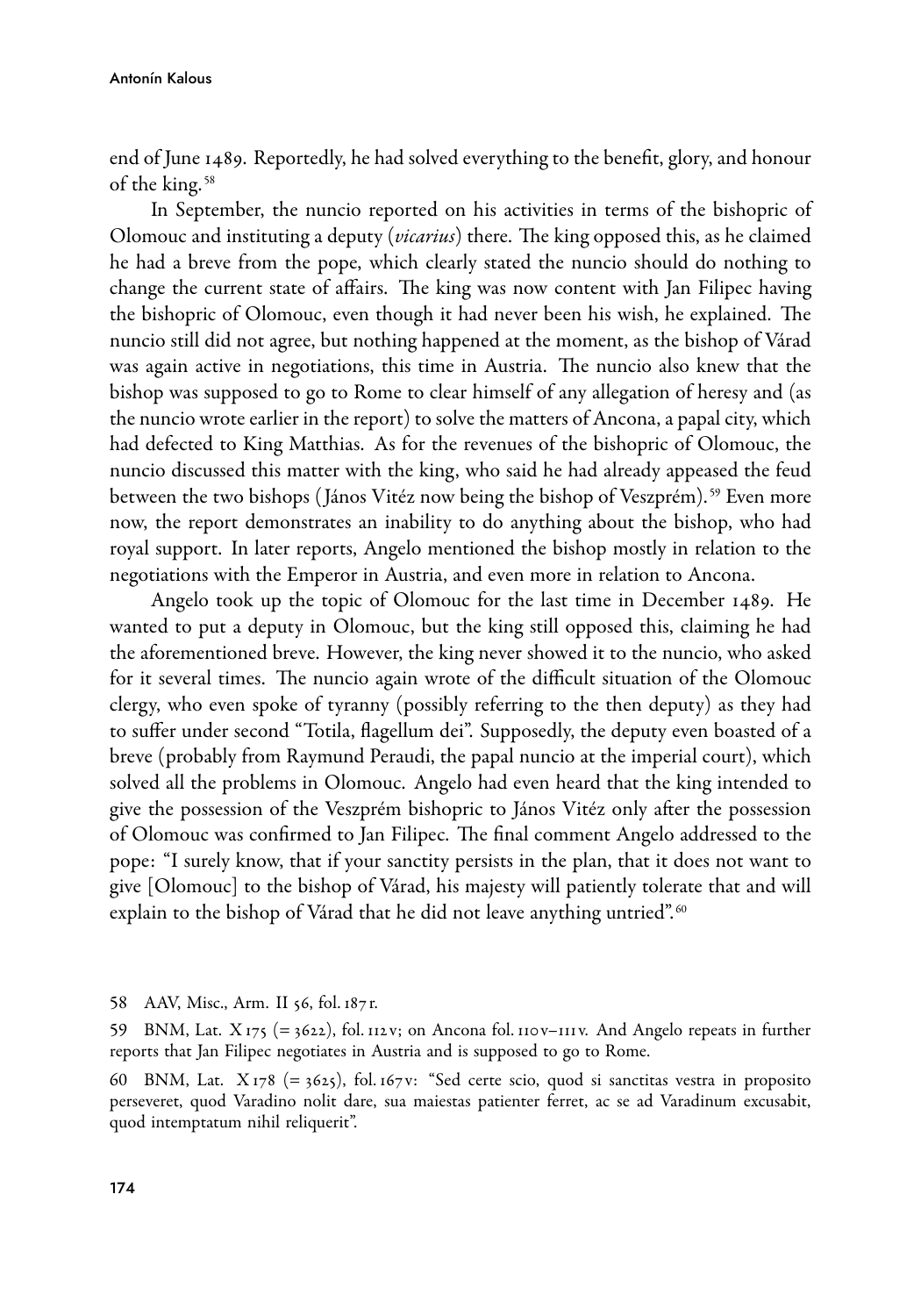end of June 1489. Reportedly, he had solved everything to the benefit, glory, and honour of the king.[58]

In September, the nuncio reported on his activities in terms of the bishopric of Olomouc and instituting a deputy (*vicarius*) there. The king opposed this, as he claimed he had a breve from the pope, which clearly stated the nuncio should do nothing to change the current state of affairs. The king was now content with Jan Filipec having the bishopric of Olomouc, even though it had never been his wish, he explained. The nuncio still did not agree, but nothing happened at the moment, as the bishop of Várad was again active in negotiations, this time in Austria. The nuncio also knew that the bishop was supposed to go to Rome to clear himself of any allegation of heresy and (as the nuncio wrote earlier in the report) to solve the matters of Ancona, a papal city, which had defected to King Matthias. As for the revenues of the bishopric of Olomouc, the nuncio discussed this matter with the king, who said he had already appeased the feud between the two bishops (János Vitéz now being the bishop of Veszprém).[59] Even more now, the report demonstrates an inability to do anything about the bishop, who had royal support. In later reports, Angelo mentioned the bishop mostly in relation to the negotiations with the Emperor in Austria, and even more in relation to Ancona.

Angelo took up the topic of Olomouc for the last time in December 1489. He wanted to put a deputy in Olomouc, but the king still opposed this, claiming he had the aforementioned breve. However, the king never showed it to the nuncio, who asked for it several times. The nuncio again wrote of the difficult situation of the Olomouc clergy, who even spoke of tyranny (possibly referring to the then deputy) as they had to suffer under second "Totila, flagellum dei". Supposedly, the deputy even boasted of a breve (probably from Raymund Peraudi, the papal nuncio at the imperial court), which solved all the problems in Olomouc. Angelo had even heard that the king intended to give the possession of the Veszprém bishopric to János Vitéz only after the possession of Olomouc was confirmed to Jan Filipec. The final comment Angelo addressed to the pope: "I surely know, that if your sanctity persists in the plan, that it does not want to give [Olomouc] to the bishop of Várad, his majesty will patiently tolerate that and will explain to the bishop of Várad that he did not leave anything untried".[60]

58 AAV, Misc., Arm. II 56, fol. 187r.

59 BNM, Lat. X 175 (= 3622), fol. 112v; on Ancona fol. 110v–111v. And Angelo repeats in further reports that Jan Filipec negotiates in Austria and is supposed to go to Rome.

60 BNM, Lat. X 178 (= 3625), fol. 167v: "Sed certe scio, quod si sanctitas vestra in proposito perseveret, quod Varadino nolit dare, sua maiestas patienter ferret, ac se ad Varadinum excusabit, quod intemptatum nihil reliquerit".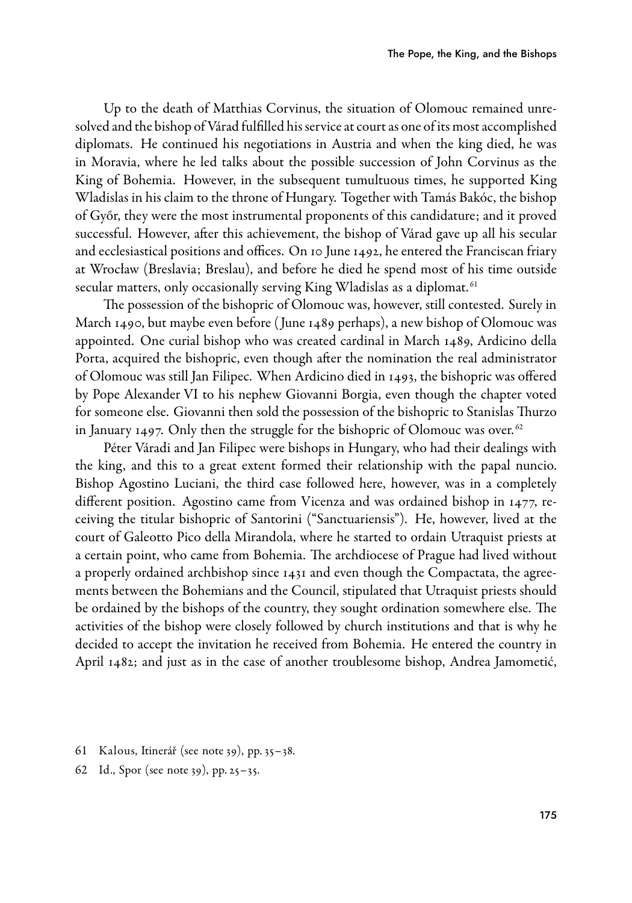Up to the death of Matthias Corvinus, the situation of Olomouc remained unresolved and the bishop of Várad fulfilled his service at court as one of its most accomplished diplomats. He continued his negotiations in Austria and when the king died, he was in Moravia, where he led talks about the possible succession of John Corvinus as the King of Bohemia. However, in the subsequent tumultuous times, he supported King Wladislas in his claim to the throne of Hungary. Together with Tamás Bakóc, the bishop of Győr, they were the most instrumental proponents of this candidature; and it proved successful. However, after this achievement, the bishop of Várad gave up all his secular and ecclesiastical positions and offices. On 10 June 1492, he entered the Franciscan friary at Wrocław (Breslavia; Breslau), and before he died he spend most of his time outside secular matters, only occasionally serving King Wladislas as a diplomat.[61]

The possession of the bishopric of Olomouc was, however, still contested. Surely in March 1490, but maybe even before (June 1489 perhaps), a new bishop of Olomouc was appointed. One curial bishop who was created cardinal in March 1489, Ardicino della Porta, acquired the bishopric, even though after the nomination the real administrator of Olomouc was still Jan Filipec. When Ardicino died in 1493, the bishopric was offered by Pope Alexander VI to his nephew Giovanni Borgia, even though the chapter voted for someone else. Giovanni then sold the possession of the bishopric to Stanislas Thurzo in January 1497. Only then the struggle for the bishopric of Olomouc was over.[62]

Péter Váradi and Jan Filipec were bishops in Hungary, who had their dealings with the king, and this to a great extent formed their relationship with the papal nuncio. Bishop Agostino Luciani, the third case followed here, however, was in a completely different position. Agostino came from Vicenza and was ordained bishop in 1477, receiving the titular bishopric of Santorini ("Sanctuariensis"). He, however, lived at the court of Galeotto Pico della Mirandola, where he started to ordain Utraquist priests at a certain point, who came from Bohemia. The archdiocese of Prague had lived without a properly ordained archbishop since 1431 and even though the Compactata, the agreements between the Bohemians and the Council, stipulated that Utraquist priests should be ordained by the bishops of the country, they sought ordination somewhere else. The activities of the bishop were closely followed by church institutions and that is why he decided to accept the invitation he received from Bohemia. He entered the country in April 1482; and just as in the case of another troublesome bishop, Andrea Jamometić,

61 Kalous, Itinerář (see note 39), pp. 35–38.

62 Id., Spor (see note 39), pp. 25–35.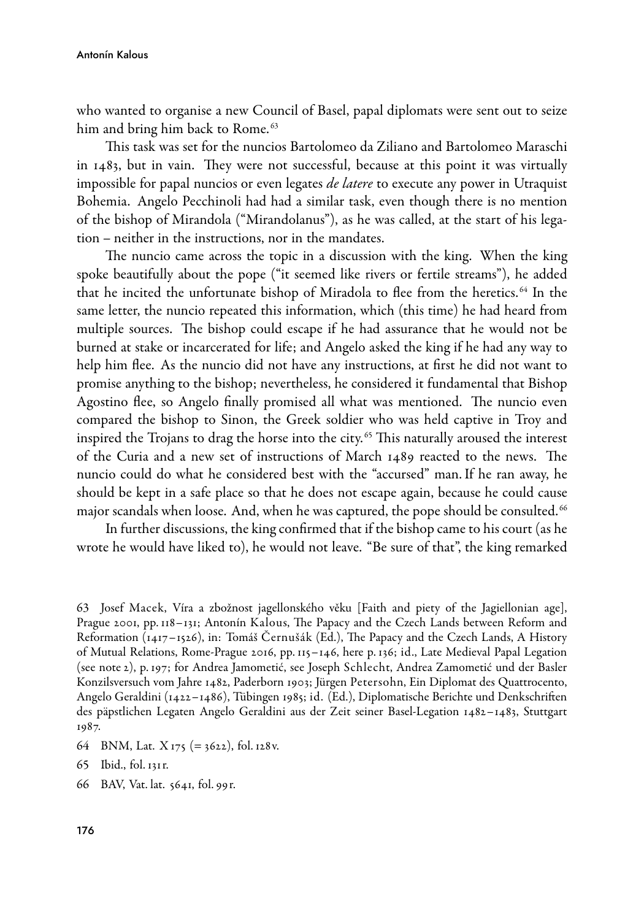who wanted to organise a new Council of Basel, papal diplomats were sent out to seize him and bring him back to Rome.[63]

This task was set for the nuncios Bartolomeo da Ziliano and Bartolomeo Maraschi in 1483, but in vain. They were not successful, because at this point it was virtually impossible for papal nuncios or even legates *de latere* to execute any power in Utraquist Bohemia. Angelo Pecchinoli had had a similar task, even though there is no mention of the bishop of Mirandola ("Mirandolanus"), as he was called, at the start of his legation – neither in the instructions, nor in the mandates.

The nuncio came across the topic in a discussion with the king. When the king spoke beautifully about the pope ("it seemed like rivers or fertile streams"), he added that he incited the unfortunate bishop of Miradola to flee from the heretics.[64] In the same letter, the nuncio repeated this information, which (this time) he had heard from multiple sources. The bishop could escape if he had assurance that he would not be burned at stake or incarcerated for life; and Angelo asked the king if he had any way to help him flee. As the nuncio did not have any instructions, at first he did not want to promise anything to the bishop; nevertheless, he considered it fundamental that Bishop Agostino flee, so Angelo finally promised all what was mentioned. The nuncio even compared the bishop to Sinon, the Greek soldier who was held captive in Troy and inspired the Trojans to drag the horse into the city.[65] This naturally aroused the interest of the Curia and a new set of instructions of March 1489 reacted to the news. The nuncio could do what he considered best with the "accursed" man. If he ran away, he should be kept in a safe place so that he does not escape again, because he could cause major scandals when loose. And, when he was captured, the pope should be consulted.[66]

In further discussions, the king confirmed that if the bishop came to his court (as he wrote he would have liked to), he would not leave. "Be sure of that", the king remarked

---

63 Josef Macek, Víra a zbožnost jagellonského věku [Faith and piety of the Jagiellonian age], Prague 2001, pp. 118–131; Antonín Kalous, The Papacy and the Czech Lands between Reform and Reformation (1417–1526), in: Tomáš Černušák (Ed.), The Papacy and the Czech Lands, A History of Mutual Relations, Rome-Prague 2016, pp. 115–146, here p. 136; id., Late Medieval Papal Legation (see note 2), p. 197; for Andrea Jamometić, see Joseph Schlecht, Andrea Zamometić und der Basler Konzilsversuch vom Jahre 1482, Paderborn 1903; Jürgen Petersohn, Ein Diplomat des Quattrocento, Angelo Geraldini (1422–1486), Tübingen 1985; id. (Ed.), Diplomatische Berichte und Denkschriften des päpstlichen Legaten Angelo Geraldini aus der Zeit seiner Basel-Legation 1482–1483, Stuttgart 1987.

64 BNM, Lat. X 175 (= 3622), fol. 128 v.

65 Ibid., fol. 131 r.

66 BAV, Vat. lat. 5641, fol. 99 r.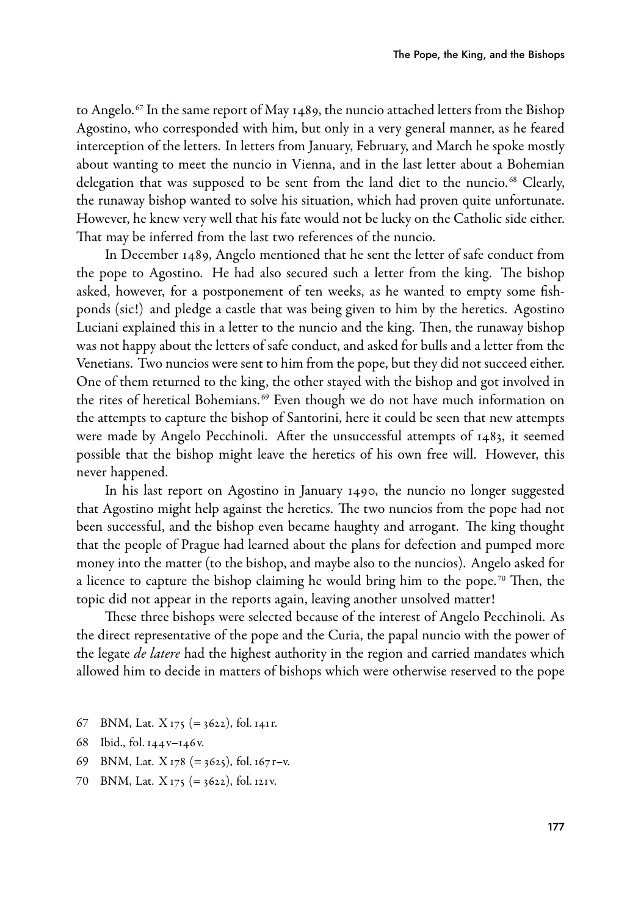to Angelo.[67] In the same report of May 1489, the nuncio attached letters from the Bishop Agostino, who corresponded with him, but only in a very general manner, as he feared interception of the letters. In letters from January, February, and March he spoke mostly about wanting to meet the nuncio in Vienna, and in the last letter about a Bohemian delegation that was supposed to be sent from the land diet to the nuncio.[68] Clearly, the runaway bishop wanted to solve his situation, which had proven quite unfortunate. However, he knew very well that his fate would not be lucky on the Catholic side either. That may be inferred from the last two references of the nuncio.

In December 1489, Angelo mentioned that he sent the letter of safe conduct from the pope to Agostino. He had also secured such a letter from the king. The bishop asked, however, for a postponement of ten weeks, as he wanted to empty some fishponds (sic!) and pledge a castle that was being given to him by the heretics. Agostino Luciani explained this in a letter to the nuncio and the king. Then, the runaway bishop was not happy about the letters of safe conduct, and asked for bulls and a letter from the Venetians. Two nuncios were sent to him from the pope, but they did not succeed either. One of them returned to the king, the other stayed with the bishop and got involved in the rites of heretical Bohemians.[69] Even though we do not have much information on the attempts to capture the bishop of Santorini, here it could be seen that new attempts were made by Angelo Pecchinoli. After the unsuccessful attempts of 1483, it seemed possible that the bishop might leave the heretics of his own free will. However, this never happened.

In his last report on Agostino in January 1490, the nuncio no longer suggested that Agostino might help against the heretics. The two nuncios from the pope had not been successful, and the bishop even became haughty and arrogant. The king thought that the people of Prague had learned about the plans for defection and pumped more money into the matter (to the bishop, and maybe also to the nuncios). Angelo asked for a licence to capture the bishop claiming he would bring him to the pope.[70] Then, the topic did not appear in the reports again, leaving another unsolved matter!

These three bishops were selected because of the interest of Angelo Pecchinoli. As the direct representative of the pope and the Curia, the papal nuncio with the power of the legate *de latere* had the highest authority in the region and carried mandates which allowed him to decide in matters of bishops which were otherwise reserved to the pope

67 BNM, Lat. X 175 (= 3622), fol. 141r.

68 Ibid., fol. 144v–146v.

69 BNM, Lat. X 178 (= 3625), fol. 167r–v.

70 BNM, Lat. X 175 (= 3622), fol. 121v.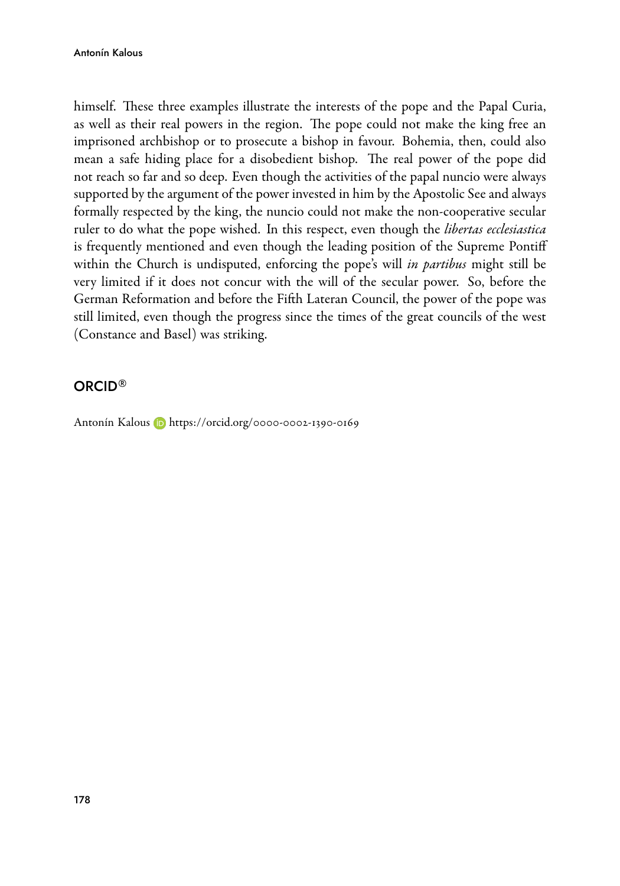himself. These three examples illustrate the interests of the pope and the Papal Curia, as well as their real powers in the region. The pope could not make the king free an imprisoned archbishop or to prosecute a bishop in favour. Bohemia, then, could also mean a safe hiding place for a disobedient bishop. The real power of the pope did not reach so far and so deep. Even though the activities of the papal nuncio were always supported by the argument of the power invested in him by the Apostolic See and always formally respected by the king, the nuncio could not make the non-cooperative secular ruler to do what the pope wished. In this respect, even though the *libertas ecclesiastica* is frequently mentioned and even though the leading position of the Supreme Pontiff within the Church is undisputed, enforcing the pope's will *in partibus* might still be very limited if it does not concur with the will of the secular power. So, before the German Reformation and before the Fifth Lateran Council, the power of the pope was still limited, even though the progress since the times of the great councils of the west (Constance and Basel) was striking.

## ORCID®

Antonín Kalous https://orcid.org/0000-0002-1390-0169